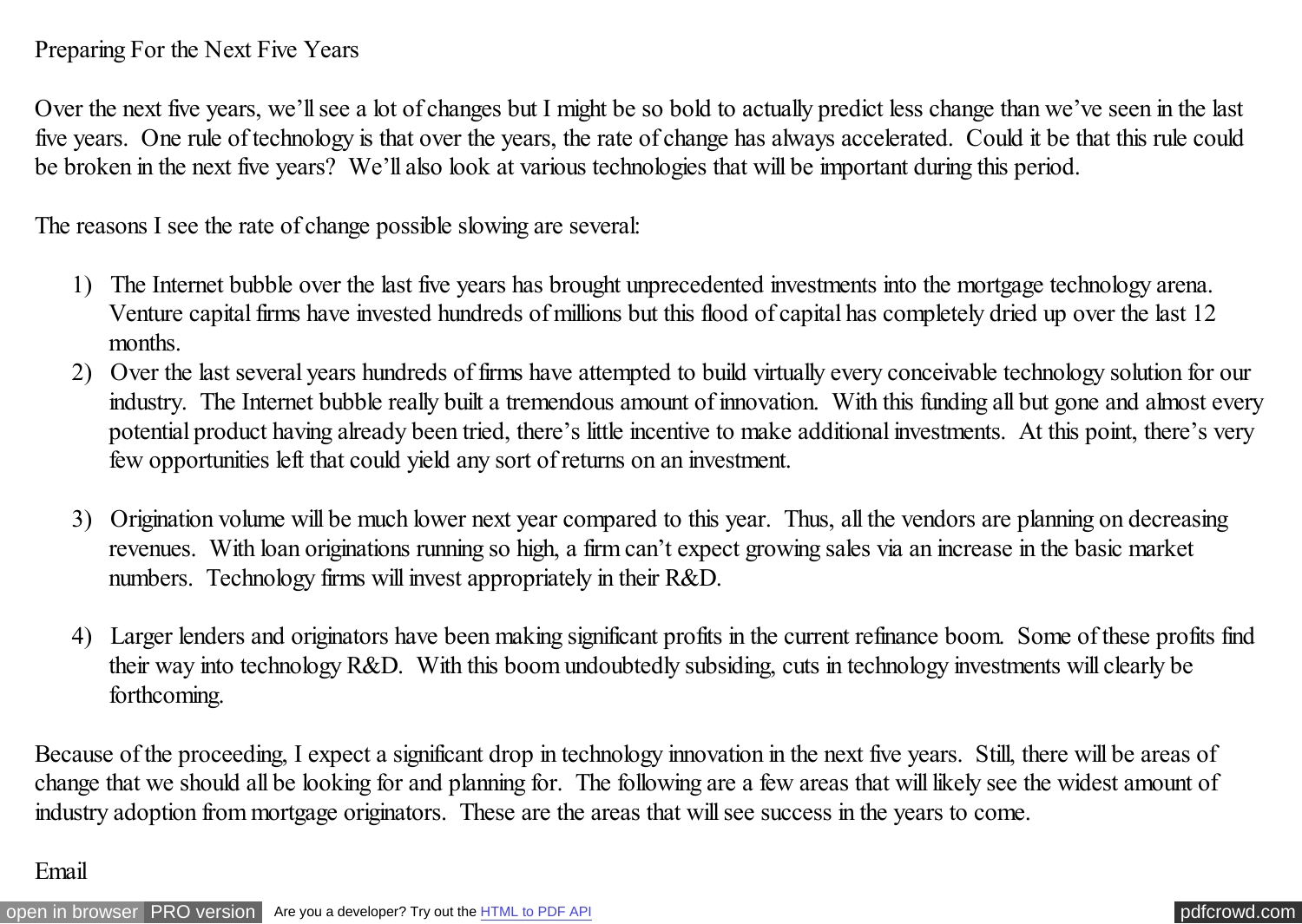# Preparing For the Next Five Years

Over the next five years, we'll see a lot of changes but I might be so bold to actually predict less change than we've seen in the last five years. One rule of technology is that over the years, the rate of change has always accelerated. Could it be that this rule could be broken in the next five years? We'll also look at various technologies that will be important during this period.

The reasons I see the rate of change possible slowing are several:

1) The Internet bubble over the last five years has brought unprecedented investments into the mortgage technology arena. Venture capital firms have invested hundreds of millions but this flood of capital has completely dried up over the last 12 months.
2) Over the last several years hundreds of firms have attempted to build virtually every conceivable technology solution for our industry. The Internet bubble really built a tremendous amount of innovation. With this funding all but gone and almost every potential product having already been tried, there's little incentive to make additional investments. At this point, there's very few opportunities left that could yield any sort of returns on an investment.
3) Origination volume will be much lower next year compared to this year. Thus, all the vendors are planning on decreasing revenues. With loan originations running so high, a firm can't expect growing sales via an increase in the basic market numbers. Technology firms will invest appropriately in their R&D.
4) Larger lenders and originators have been making significant profits in the current refinance boom. Some of these profits find their way into technology R&D. With this boom undoubtedly subsiding, cuts in technology investments will clearly be forthcoming.

Because of the proceeding, I expect a significant drop in technology innovation in the next five years. Still, there will be areas of change that we should all be looking for and planning for. The following are a few areas that will likely see the widest amount of industry adoption from mortgage originators. These are the areas that will see success in the years to come.

Email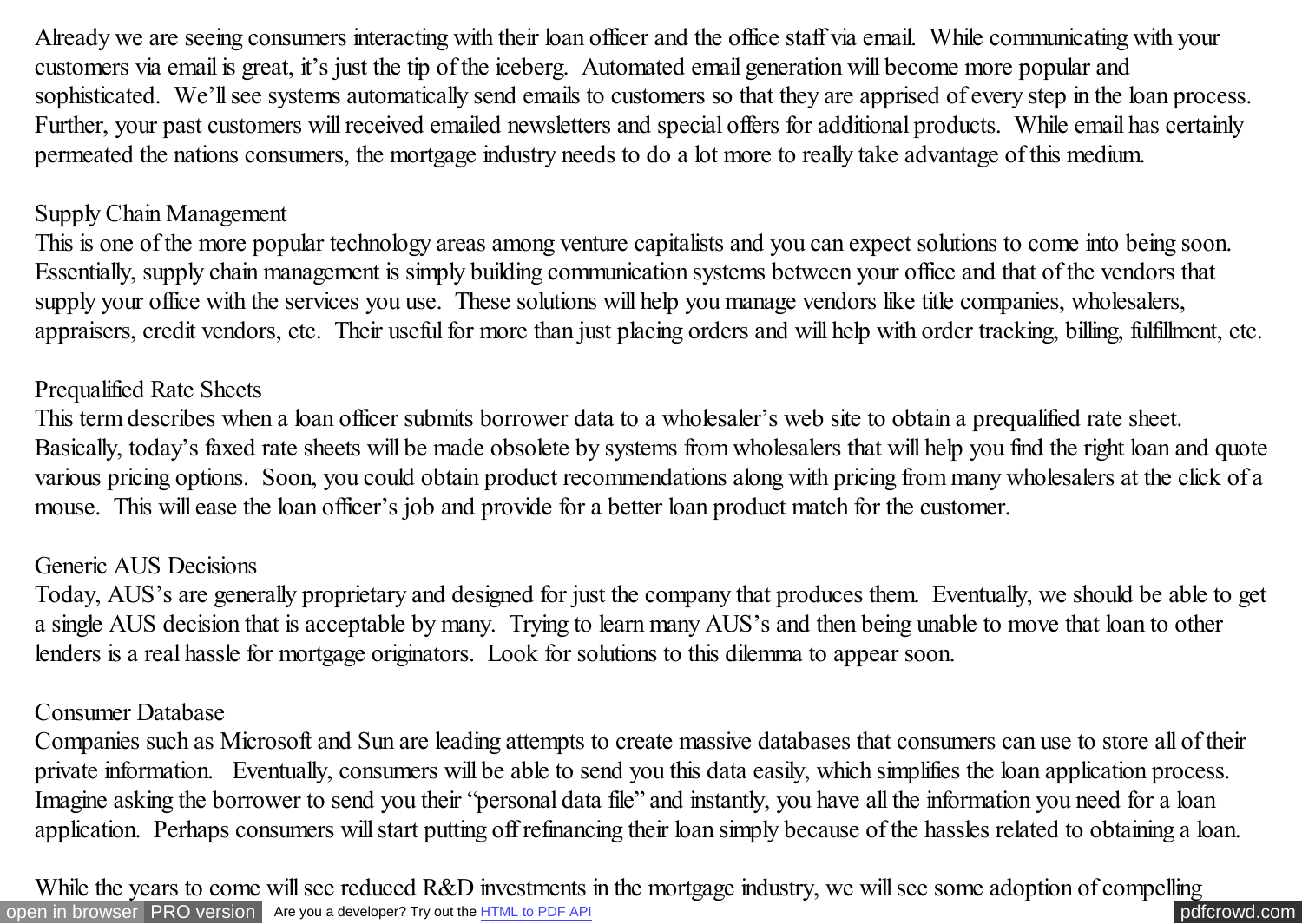Already we are seeing consumers interacting with their loan officer and the office staff via email. While communicating with your customers via email is great, it's just the tip of the iceberg. Automated email generation will become more popular and sophisticated. We'll see systems automatically send emails to customers so that they are apprised of every step in the loan process. Further, your past customers will received emailed newsletters and special offers for additional products. While email has certainly permeated the nations consumers, the mortgage industry needs to do a lot more to really take advantage of this medium.

### Supply Chain Management

This is one of the more popular technology areas among venture capitalists and you can expect solutions to come into being soon. Essentially, supply chain management is simply building communication systems between your office and that of the vendors that supply your office with the services you use. These solutions will help you manage vendors like title companies, wholesalers, appraisers, credit vendors, etc. Their useful for more than just placing orders and will help with order tracking, billing, fulfillment, etc.

### Prequalified Rate Sheets

This term describes when a loan officer submits borrower data to a wholesaler's web site to obtain a prequalified rate sheet. Basically, today's faxed rate sheets will be made obsolete by systems from wholesalers that will help you find the right loan and quote various pricing options. Soon, you could obtain product recommendations along with pricing from many wholesalers at the click of a mouse. This will ease the loan officer's job and provide for a better loan product match for the customer.

### Generic AUS Decisions

Today, AUS's are generally proprietary and designed for just the company that produces them. Eventually, we should be able to get a single AUS decision that is acceptable by many. Trying to learn many AUS's and then being unable to move that loan to other lenders is a real hassle for mortgage originators. Look for solutions to this dilemma to appear soon.

### Consumer Database

Companies such as Microsoft and Sun are leading attempts to create massive databases that consumers can use to store all of their private information. Eventually, consumers will be able to send you this data easily, which simplifies the loan application process. Imagine asking the borrower to send you their "personal data file" and instantly, you have all the information you need for a loan application. Perhaps consumers will start putting off refinancing their loan simply because of the hassles related to obtaining a loan.

While the years to come will see reduced R&D investments in the mortgage industry, we will see some adoption of compelling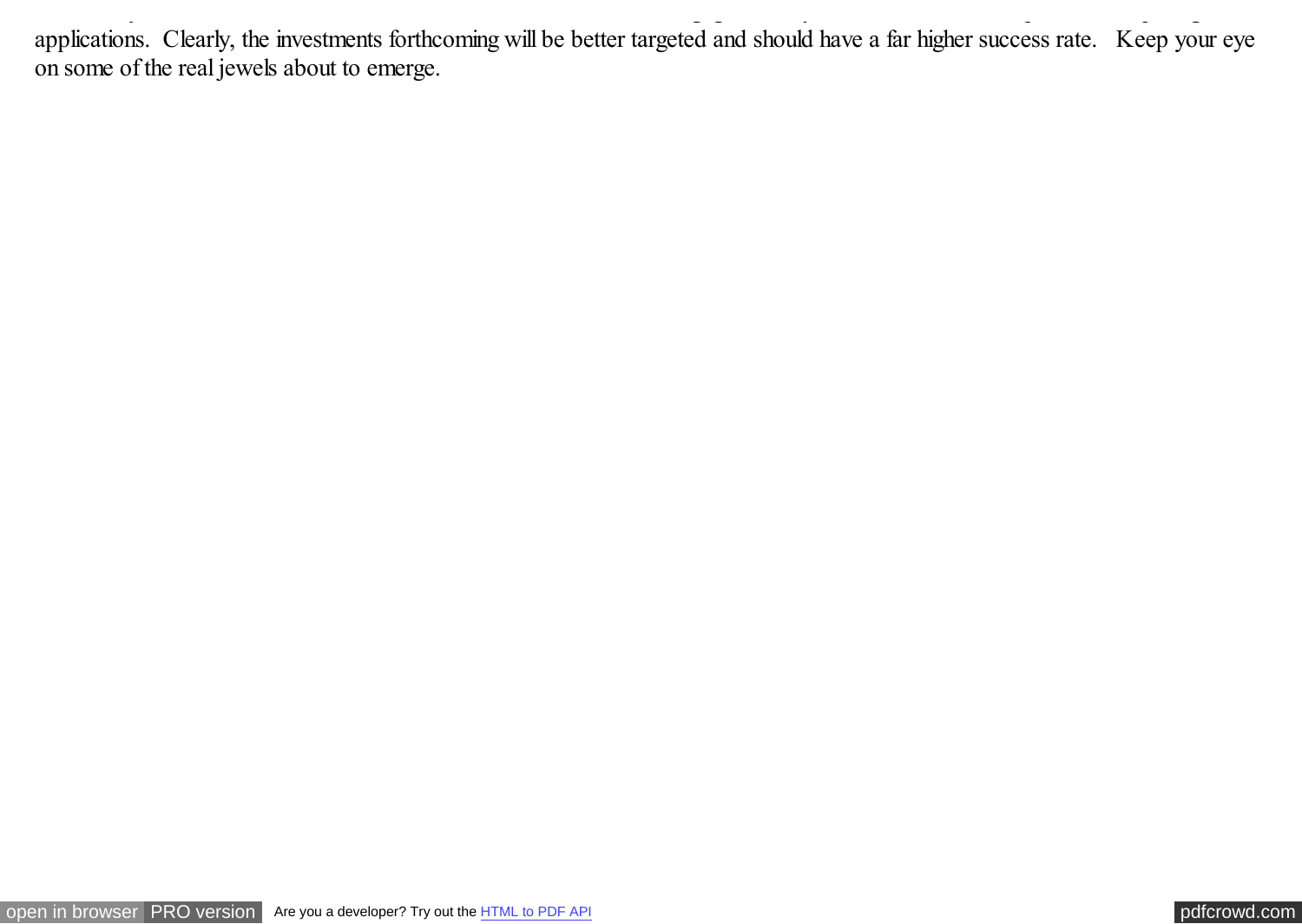applications. Clearly, the investments forthcoming will be better targeted and should have a far higher success rate. Keep your eye on some of the real jewels about to emerge.